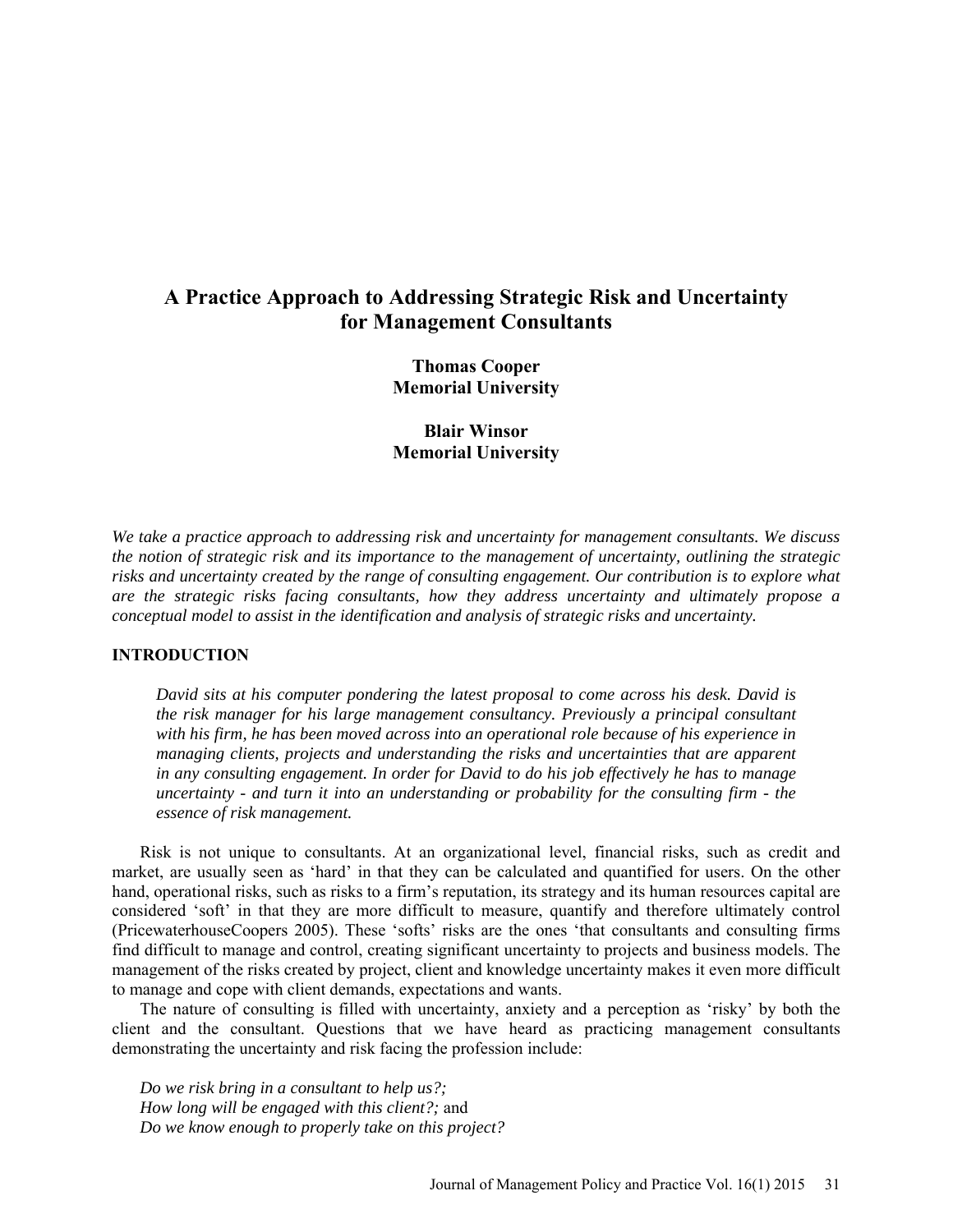# A Practice Approach to Addressing Strategic Risk and Uncertainty for Management Consultants

**Thomas Cooper**
**Memorial University**

**Blair Winsor**
**Memorial University**

*We take a practice approach to addressing risk and uncertainty for management consultants. We discuss the notion of strategic risk and its importance to the management of uncertainty, outlining the strategic risks and uncertainty created by the range of consulting engagement. Our contribution is to explore what are the strategic risks facing consultants, how they address uncertainty and ultimately propose a conceptual model to assist in the identification and analysis of strategic risks and uncertainty.*

## INTRODUCTION

> *David sits at his computer pondering the latest proposal to come across his desk. David is the risk manager for his large management consultancy. Previously a principal consultant with his firm, he has been moved across into an operational role because of his experience in managing clients, projects and understanding the risks and uncertainties that are apparent in any consulting engagement. In order for David to do his job effectively he has to manage uncertainty - and turn it into an understanding or probability for the consulting firm - the essence of risk management.*

Risk is not unique to consultants. At an organizational level, financial risks, such as credit and market, are usually seen as 'hard' in that they can be calculated and quantified for users. On the other hand, operational risks, such as risks to a firm's reputation, its strategy and its human resources capital are considered 'soft' in that they are more difficult to measure, quantify and therefore ultimately control (PricewaterhouseCoopers 2005). These 'softs' risks are the ones 'that consultants and consulting firms find difficult to manage and control, creating significant uncertainty to projects and business models. The management of the risks created by project, client and knowledge uncertainty makes it even more difficult to manage and cope with client demands, expectations and wants.

The nature of consulting is filled with uncertainty, anxiety and a perception as 'risky' by both the client and the consultant. Questions that we have heard as practicing management consultants demonstrating the uncertainty and risk facing the profession include:

*Do we risk bring in a consultant to help us?;*
*How long will be engaged with this client?;* and
*Do we know enough to properly take on this project?*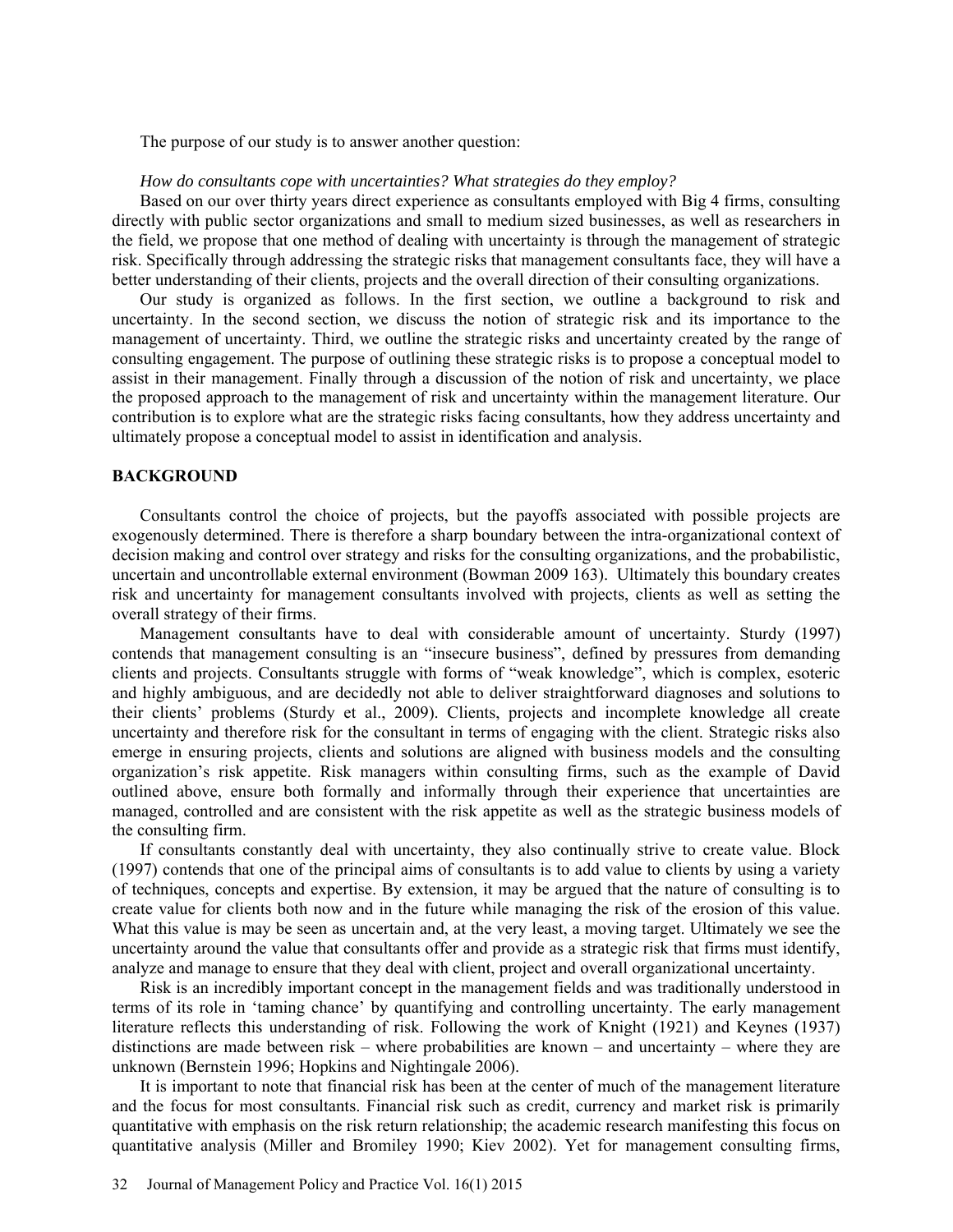The purpose of our study is to answer another question:

*How do consultants cope with uncertainties? What strategies do they employ?*

Based on our over thirty years direct experience as consultants employed with Big 4 firms, consulting directly with public sector organizations and small to medium sized businesses, as well as researchers in the field, we propose that one method of dealing with uncertainty is through the management of strategic risk. Specifically through addressing the strategic risks that management consultants face, they will have a better understanding of their clients, projects and the overall direction of their consulting organizations.

Our study is organized as follows. In the first section, we outline a background to risk and uncertainty. In the second section, we discuss the notion of strategic risk and its importance to the management of uncertainty. Third, we outline the strategic risks and uncertainty created by the range of consulting engagement. The purpose of outlining these strategic risks is to propose a conceptual model to assist in their management. Finally through a discussion of the notion of risk and uncertainty, we place the proposed approach to the management of risk and uncertainty within the management literature. Our contribution is to explore what are the strategic risks facing consultants, how they address uncertainty and ultimately propose a conceptual model to assist in identification and analysis.

## BACKGROUND

Consultants control the choice of projects, but the payoffs associated with possible projects are exogenously determined. There is therefore a sharp boundary between the intra-organizational context of decision making and control over strategy and risks for the consulting organizations, and the probabilistic, uncertain and uncontrollable external environment (Bowman 2009 163). Ultimately this boundary creates risk and uncertainty for management consultants involved with projects, clients as well as setting the overall strategy of their firms.

Management consultants have to deal with considerable amount of uncertainty. Sturdy (1997) contends that management consulting is an "insecure business", defined by pressures from demanding clients and projects. Consultants struggle with forms of "weak knowledge", which is complex, esoteric and highly ambiguous, and are decidedly not able to deliver straightforward diagnoses and solutions to their clients' problems (Sturdy et al., 2009). Clients, projects and incomplete knowledge all create uncertainty and therefore risk for the consultant in terms of engaging with the client. Strategic risks also emerge in ensuring projects, clients and solutions are aligned with business models and the consulting organization's risk appetite. Risk managers within consulting firms, such as the example of David outlined above, ensure both formally and informally through their experience that uncertainties are managed, controlled and are consistent with the risk appetite as well as the strategic business models of the consulting firm.

If consultants constantly deal with uncertainty, they also continually strive to create value. Block (1997) contends that one of the principal aims of consultants is to add value to clients by using a variety of techniques, concepts and expertise. By extension, it may be argued that the nature of consulting is to create value for clients both now and in the future while managing the risk of the erosion of this value. What this value is may be seen as uncertain and, at the very least, a moving target. Ultimately we see the uncertainty around the value that consultants offer and provide as a strategic risk that firms must identify, analyze and manage to ensure that they deal with client, project and overall organizational uncertainty.

Risk is an incredibly important concept in the management fields and was traditionally understood in terms of its role in 'taming chance' by quantifying and controlling uncertainty. The early management literature reflects this understanding of risk. Following the work of Knight (1921) and Keynes (1937) distinctions are made between risk – where probabilities are known – and uncertainty – where they are unknown (Bernstein 1996; Hopkins and Nightingale 2006).

It is important to note that financial risk has been at the center of much of the management literature and the focus for most consultants. Financial risk such as credit, currency and market risk is primarily quantitative with emphasis on the risk return relationship; the academic research manifesting this focus on quantitative analysis (Miller and Bromiley 1990; Kiev 2002). Yet for management consulting firms,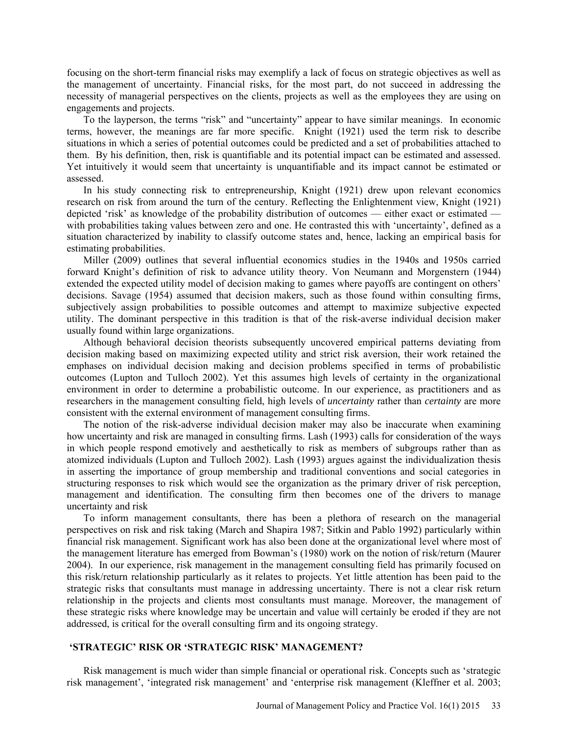focusing on the short-term financial risks may exemplify a lack of focus on strategic objectives as well as the management of uncertainty. Financial risks, for the most part, do not succeed in addressing the necessity of managerial perspectives on the clients, projects as well as the employees they are using on engagements and projects.

To the layperson, the terms "risk" and "uncertainty" appear to have similar meanings. In economic terms, however, the meanings are far more specific. Knight (1921) used the term risk to describe situations in which a series of potential outcomes could be predicted and a set of probabilities attached to them. By his definition, then, risk is quantifiable and its potential impact can be estimated and assessed. Yet intuitively it would seem that uncertainty is unquantifiable and its impact cannot be estimated or assessed.

In his study connecting risk to entrepreneurship, Knight (1921) drew upon relevant economics research on risk from around the turn of the century. Reflecting the Enlightenment view, Knight (1921) depicted 'risk' as knowledge of the probability distribution of outcomes — either exact or estimated — with probabilities taking values between zero and one. He contrasted this with 'uncertainty', defined as a situation characterized by inability to classify outcome states and, hence, lacking an empirical basis for estimating probabilities.

Miller (2009) outlines that several influential economics studies in the 1940s and 1950s carried forward Knight's definition of risk to advance utility theory. Von Neumann and Morgenstern (1944) extended the expected utility model of decision making to games where payoffs are contingent on others' decisions. Savage (1954) assumed that decision makers, such as those found within consulting firms, subjectively assign probabilities to possible outcomes and attempt to maximize subjective expected utility. The dominant perspective in this tradition is that of the risk-averse individual decision maker usually found within large organizations.

Although behavioral decision theorists subsequently uncovered empirical patterns deviating from decision making based on maximizing expected utility and strict risk aversion, their work retained the emphases on individual decision making and decision problems specified in terms of probabilistic outcomes (Lupton and Tulloch 2002). Yet this assumes high levels of certainty in the organizational environment in order to determine a probabilistic outcome. In our experience, as practitioners and as researchers in the management consulting field, high levels of *uncertainty* rather than *certainty* are more consistent with the external environment of management consulting firms.

The notion of the risk-adverse individual decision maker may also be inaccurate when examining how uncertainty and risk are managed in consulting firms. Lash (1993) calls for consideration of the ways in which people respond emotively and aesthetically to risk as members of subgroups rather than as atomized individuals (Lupton and Tulloch 2002). Lash (1993) argues against the individualization thesis in asserting the importance of group membership and traditional conventions and social categories in structuring responses to risk which would see the organization as the primary driver of risk perception, management and identification. The consulting firm then becomes one of the drivers to manage uncertainty and risk

To inform management consultants, there has been a plethora of research on the managerial perspectives on risk and risk taking (March and Shapira 1987; Sitkin and Pablo 1992) particularly within financial risk management. Significant work has also been done at the organizational level where most of the management literature has emerged from Bowman's (1980) work on the notion of risk/return (Maurer 2004). In our experience, risk management in the management consulting field has primarily focused on this risk/return relationship particularly as it relates to projects. Yet little attention has been paid to the strategic risks that consultants must manage in addressing uncertainty. There is not a clear risk return relationship in the projects and clients most consultants must manage. Moreover, the management of these strategic risks where knowledge may be uncertain and value will certainly be eroded if they are not addressed, is critical for the overall consulting firm and its ongoing strategy.

## 'STRATEGIC' RISK OR 'STRATEGIC RISK' MANAGEMENT?

Risk management is much wider than simple financial or operational risk. Concepts such as 'strategic risk management', 'integrated risk management' and 'enterprise risk management (Kleffner et al. 2003;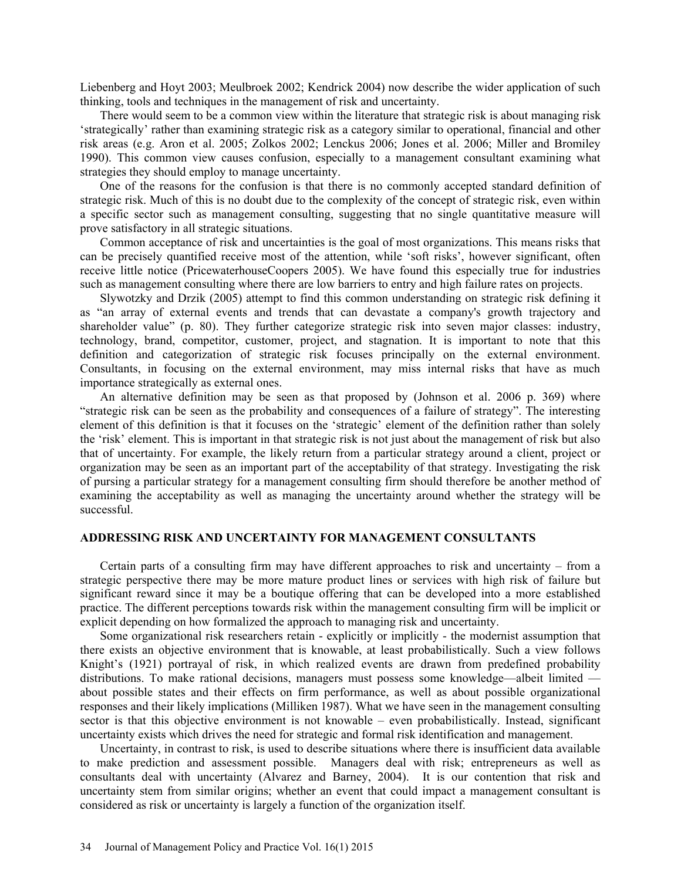Liebenberg and Hoyt 2003; Meulbroek 2002; Kendrick 2004) now describe the wider application of such thinking, tools and techniques in the management of risk and uncertainty.

There would seem to be a common view within the literature that strategic risk is about managing risk 'strategically' rather than examining strategic risk as a category similar to operational, financial and other risk areas (e.g. Aron et al. 2005; Zolkos 2002; Lenckus 2006; Jones et al. 2006; Miller and Bromiley 1990). This common view causes confusion, especially to a management consultant examining what strategies they should employ to manage uncertainty.

One of the reasons for the confusion is that there is no commonly accepted standard definition of strategic risk. Much of this is no doubt due to the complexity of the concept of strategic risk, even within a specific sector such as management consulting, suggesting that no single quantitative measure will prove satisfactory in all strategic situations.

Common acceptance of risk and uncertainties is the goal of most organizations. This means risks that can be precisely quantified receive most of the attention, while 'soft risks', however significant, often receive little notice (PricewaterhouseCoopers 2005). We have found this especially true for industries such as management consulting where there are low barriers to entry and high failure rates on projects.

Slywotzky and Drzik (2005) attempt to find this common understanding on strategic risk defining it as "an array of external events and trends that can devastate a company's growth trajectory and shareholder value" (p. 80). They further categorize strategic risk into seven major classes: industry, technology, brand, competitor, customer, project, and stagnation. It is important to note that this definition and categorization of strategic risk focuses principally on the external environment. Consultants, in focusing on the external environment, may miss internal risks that have as much importance strategically as external ones.

An alternative definition may be seen as that proposed by (Johnson et al. 2006 p. 369) where "strategic risk can be seen as the probability and consequences of a failure of strategy". The interesting element of this definition is that it focuses on the 'strategic' element of the definition rather than solely the 'risk' element. This is important in that strategic risk is not just about the management of risk but also that of uncertainty. For example, the likely return from a particular strategy around a client, project or organization may be seen as an important part of the acceptability of that strategy. Investigating the risk of pursuing a particular strategy for a management consulting firm should therefore be another method of examining the acceptability as well as managing the uncertainty around whether the strategy will be successful.

## ADDRESSING RISK AND UNCERTAINTY FOR MANAGEMENT CONSULTANTS

Certain parts of a consulting firm may have different approaches to risk and uncertainty – from a strategic perspective there may be more mature product lines or services with high risk of failure but significant reward since it may be a boutique offering that can be developed into a more established practice. The different perceptions towards risk within the management consulting firm will be implicit or explicit depending on how formalized the approach to managing risk and uncertainty.

Some organizational risk researchers retain - explicitly or implicitly - the modernist assumption that there exists an objective environment that is knowable, at least probabilistically. Such a view follows Knight's (1921) portrayal of risk, in which realized events are drawn from predefined probability distributions. To make rational decisions, managers must possess some knowledge—albeit limited — about possible states and their effects on firm performance, as well as about possible organizational responses and their likely implications (Milliken 1987). What we have seen in the management consulting sector is that this objective environment is not knowable – even probabilistically. Instead, significant uncertainty exists which drives the need for strategic and formal risk identification and management.

Uncertainty, in contrast to risk, is used to describe situations where there is insufficient data available to make prediction and assessment possible. Managers deal with risk; entrepreneurs as well as consultants deal with uncertainty (Alvarez and Barney, 2004). It is our contention that risk and uncertainty stem from similar origins; whether an event that could impact a management consultant is considered as risk or uncertainty is largely a function of the organization itself.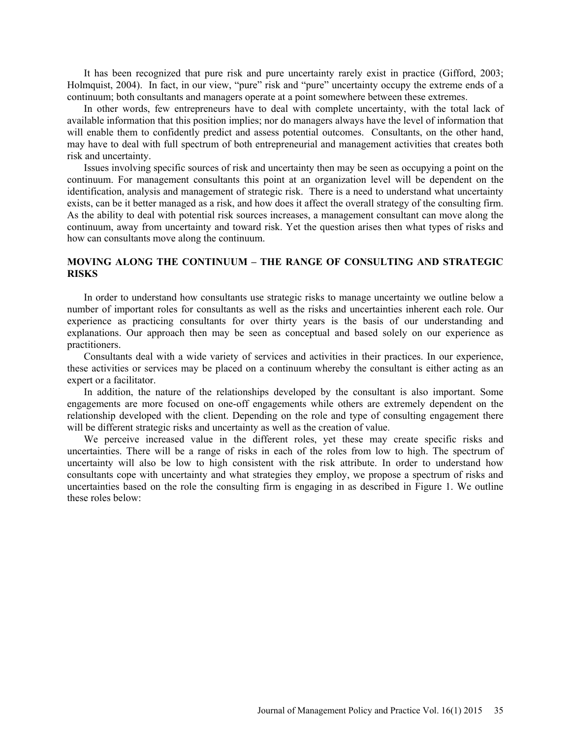It has been recognized that pure risk and pure uncertainty rarely exist in practice (Gifford, 2003; Holmquist, 2004). In fact, in our view, "pure" risk and "pure" uncertainty occupy the extreme ends of a continuum; both consultants and managers operate at a point somewhere between these extremes.

In other words, few entrepreneurs have to deal with complete uncertainty, with the total lack of available information that this position implies; nor do managers always have the level of information that will enable them to confidently predict and assess potential outcomes. Consultants, on the other hand, may have to deal with full spectrum of both entrepreneurial and management activities that creates both risk and uncertainty.

Issues involving specific sources of risk and uncertainty then may be seen as occupying a point on the continuum. For management consultants this point at an organization level will be dependent on the identification, analysis and management of strategic risk. There is a need to understand what uncertainty exists, can be it better managed as a risk, and how does it affect the overall strategy of the consulting firm. As the ability to deal with potential risk sources increases, a management consultant can move along the continuum, away from uncertainty and toward risk. Yet the question arises then what types of risks and how can consultants move along the continuum.

## MOVING ALONG THE CONTINUUM – THE RANGE OF CONSULTING AND STRATEGIC RISKS

In order to understand how consultants use strategic risks to manage uncertainty we outline below a number of important roles for consultants as well as the risks and uncertainties inherent each role. Our experience as practicing consultants for over thirty years is the basis of our understanding and explanations. Our approach then may be seen as conceptual and based solely on our experience as practitioners.

Consultants deal with a wide variety of services and activities in their practices. In our experience, these activities or services may be placed on a continuum whereby the consultant is either acting as an expert or a facilitator.

In addition, the nature of the relationships developed by the consultant is also important. Some engagements are more focused on one-off engagements while others are extremely dependent on the relationship developed with the client. Depending on the role and type of consulting engagement there will be different strategic risks and uncertainty as well as the creation of value.

We perceive increased value in the different roles, yet these may create specific risks and uncertainties. There will be a range of risks in each of the roles from low to high. The spectrum of uncertainty will also be low to high consistent with the risk attribute. In order to understand how consultants cope with uncertainty and what strategies they employ, we propose a spectrum of risks and uncertainties based on the role the consulting firm is engaging in as described in Figure 1. We outline these roles below: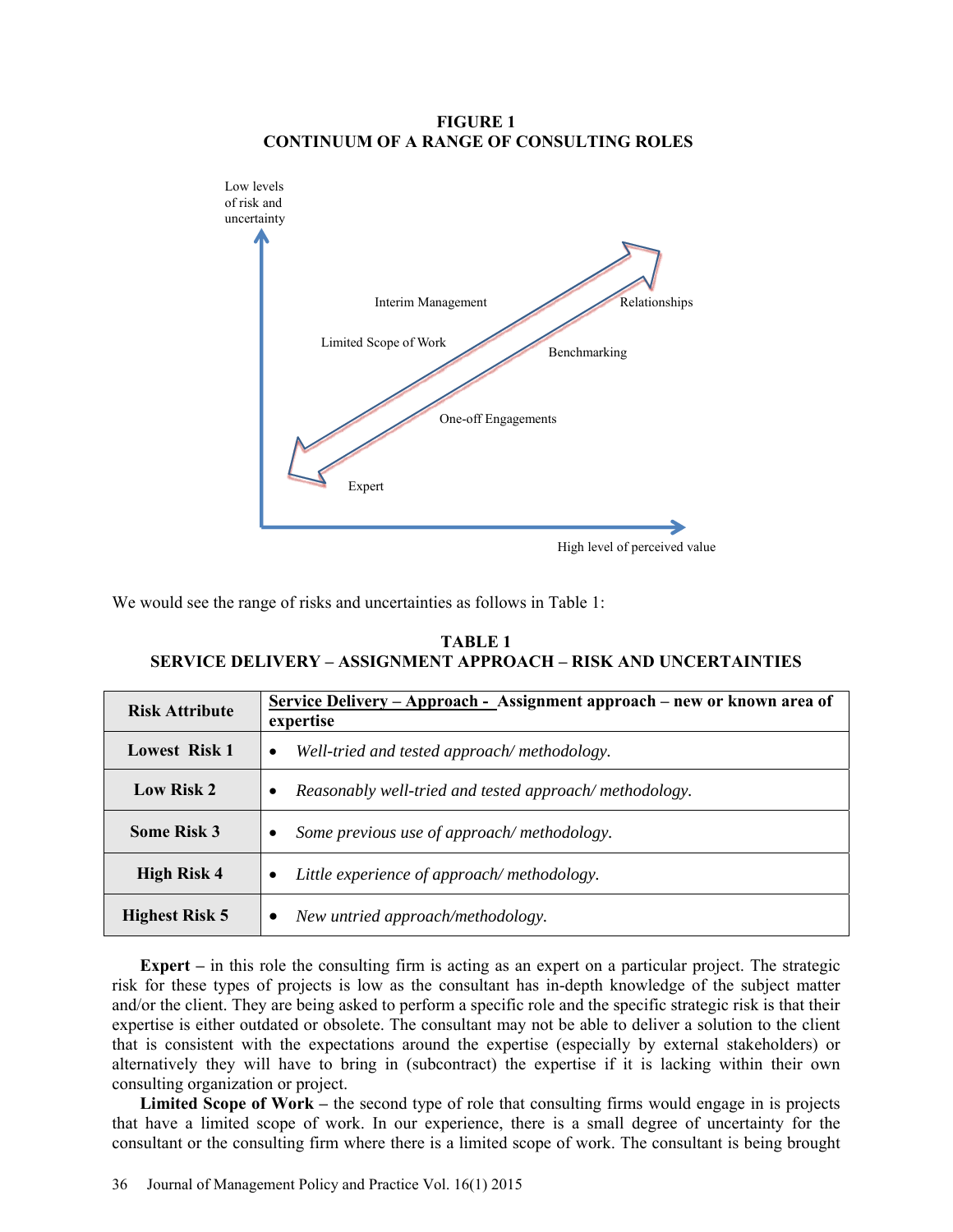**FIGURE 1**
**CONTINUUM OF A RANGE OF CONSULTING ROLES**

Low levels of risk and uncertainty

Interim Management

Relationships

Limited Scope of Work

Benchmarking

One-off Engagements

Expert

High level of perceived value

We would see the range of risks and uncertainties as follows in Table 1:

**TABLE 1**
**SERVICE DELIVERY – ASSIGNMENT APPROACH – RISK AND UNCERTAINTIES**

| Risk Attribute | Service Delivery – Approach - Assignment approach – new or known area of expertise |
|---|---|
| **Lowest Risk 1** | • *Well-tried and tested approach/ methodology.* |
| **Low Risk 2** | • *Reasonably well-tried and tested approach/ methodology.* |
| **Some Risk 3** | • *Some previous use of approach/ methodology.* |
| **High Risk 4** | • *Little experience of approach/ methodology.* |
| **Highest Risk 5** | • *New untried approach/methodology.* |

**Expert –** in this role the consulting firm is acting as an expert on a particular project. The strategic risk for these types of projects is low as the consultant has in-depth knowledge of the subject matter and/or the client. They are being asked to perform a specific role and the specific strategic risk is that their expertise is either outdated or obsolete. The consultant may not be able to deliver a solution to the client that is consistent with the expectations around the expertise (especially by external stakeholders) or alternatively they will have to bring in (subcontract) the expertise if it is lacking within their own consulting organization or project.

**Limited Scope of Work –** the second type of role that consulting firms would engage in is projects that have a limited scope of work. In our experience, there is a small degree of uncertainty for the consultant or the consulting firm where there is a limited scope of work. The consultant is being brought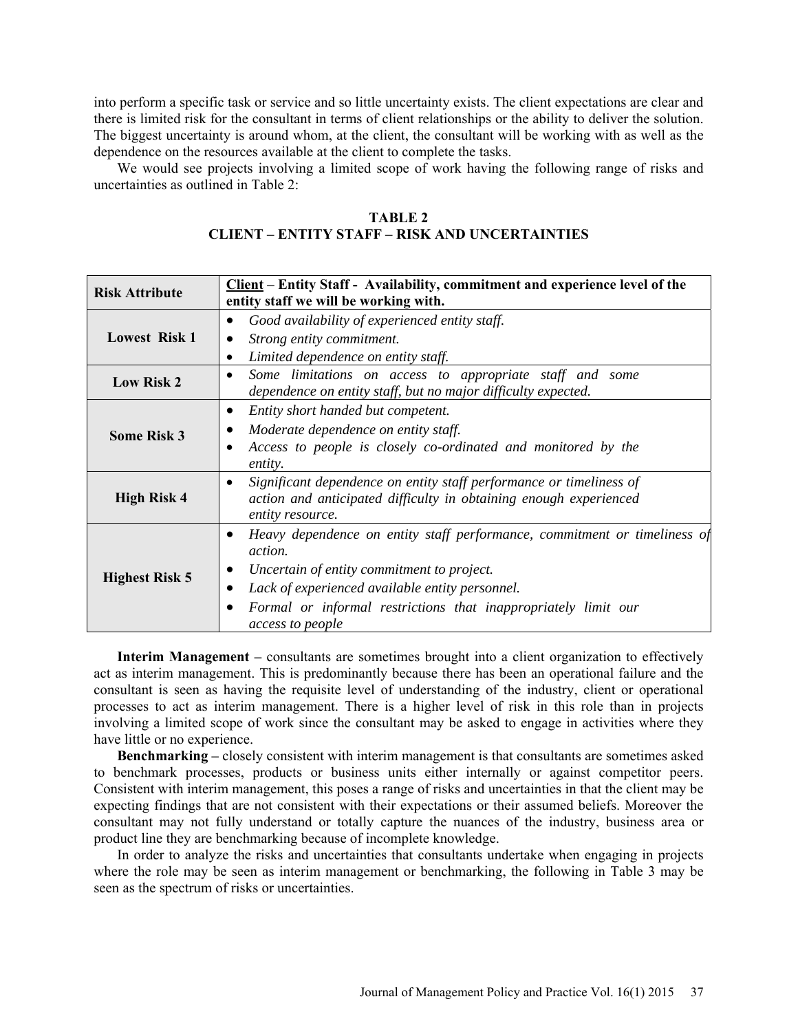into perform a specific task or service and so little uncertainty exists. The client expectations are clear and there is limited risk for the consultant in terms of client relationships or the ability to deliver the solution. The biggest uncertainty is around whom, at the client, the consultant will be working with as well as the dependence on the resources available at the client to complete the tasks.

We would see projects involving a limited scope of work having the following range of risks and uncertainties as outlined in Table 2:

**TABLE 2**
**CLIENT – ENTITY STAFF – RISK AND UNCERTAINTIES**

| Risk Attribute | <u>Client</u> – Entity Staff - Availability, commitment and experience level of the entity staff we will be working with. |
|---|---|
| **Lowest Risk 1** | • *Good availability of experienced entity staff.*<br>• *Strong entity commitment.*<br>• *Limited dependence on entity staff.* |
| **Low Risk 2** | • *Some limitations on access to appropriate staff and some dependence on entity staff, but no major difficulty expected.* |
| **Some Risk 3** | • *Entity short handed but competent.*<br>• *Moderate dependence on entity staff.*<br>• *Access to people is closely co-ordinated and monitored by the entity.* |
| **High Risk 4** | • *Significant dependence on entity staff performance or timeliness of action and anticipated difficulty in obtaining enough experienced entity resource.* |
| **Highest Risk 5** | • *Heavy dependence on entity staff performance, commitment or timeliness of action.*<br>• *Uncertain of entity commitment to project.*<br>• *Lack of experienced available entity personnel.*<br>• *Formal or informal restrictions that inappropriately limit our access to people* |

**Interim Management –** consultants are sometimes brought into a client organization to effectively act as interim management. This is predominantly because there has been an operational failure and the consultant is seen as having the requisite level of understanding of the industry, client or operational processes to act as interim management. There is a higher level of risk in this role than in projects involving a limited scope of work since the consultant may be asked to engage in activities where they have little or no experience.

**Benchmarking –** closely consistent with interim management is that consultants are sometimes asked to benchmark processes, products or business units either internally or against competitor peers. Consistent with interim management, this poses a range of risks and uncertainties in that the client may be expecting findings that are not consistent with their expectations or their assumed beliefs. Moreover the consultant may not fully understand or totally capture the nuances of the industry, business area or product line they are benchmarking because of incomplete knowledge.

In order to analyze the risks and uncertainties that consultants undertake when engaging in projects where the role may be seen as interim management or benchmarking, the following in Table 3 may be seen as the spectrum of risks or uncertainties.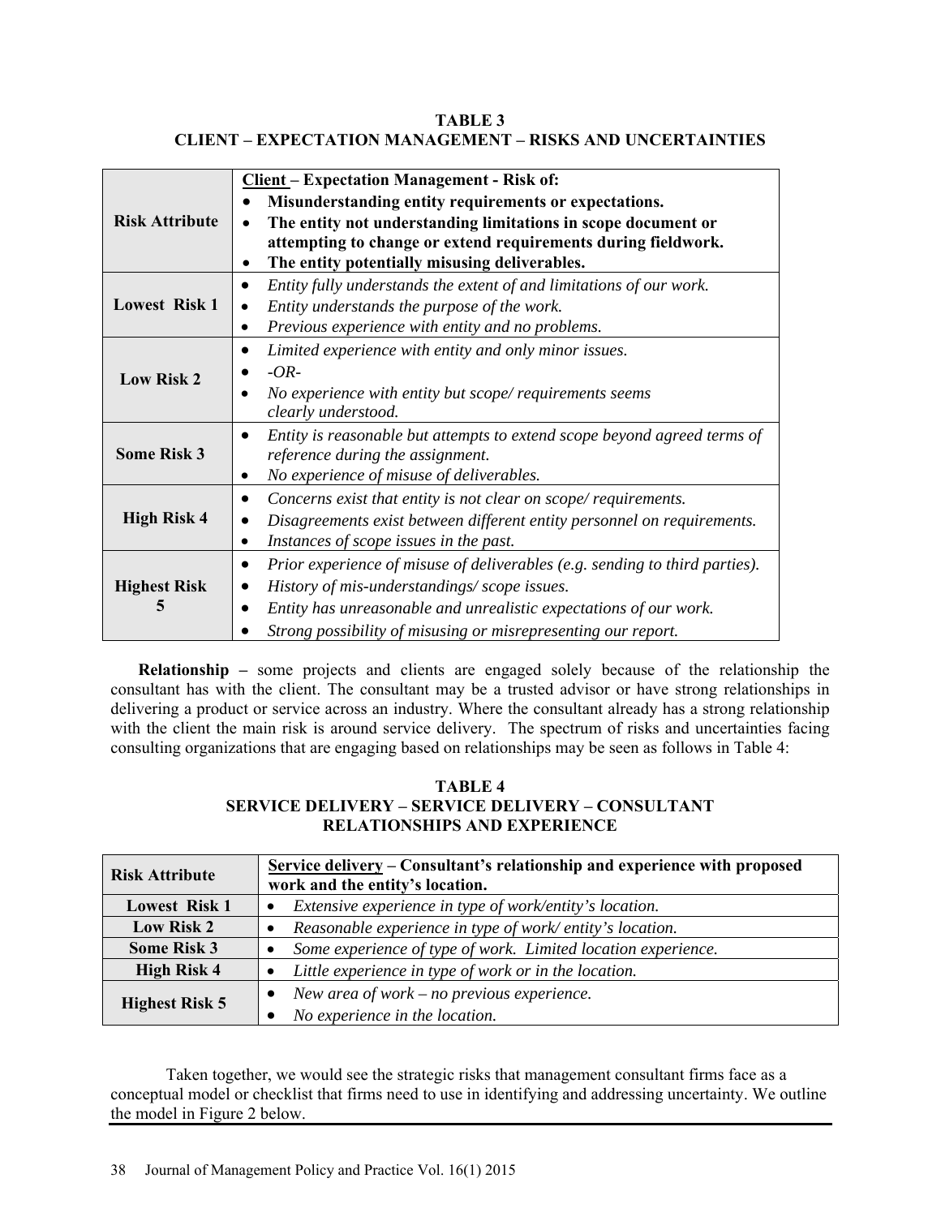**TABLE 3**
**CLIENT – EXPECTATION MANAGEMENT – RISKS AND UNCERTAINTIES**

| **Risk Attribute** | **Client – Expectation Management - Risk of:** • **Misunderstanding entity requirements or expectations.** • **The entity not understanding limitations in scope document or attempting to change or extend requirements during fieldwork.** • **The entity potentially misusing deliverables.** |
|---|---|
| **Lowest Risk 1** | • *Entity fully understands the extent of and limitations of our work.* • *Entity understands the purpose of the work.* • *Previous experience with entity and no problems.* |
| **Low Risk 2** | • *Limited experience with entity and only minor issues.* • *-OR-* • *No experience with entity but scope/ requirements seems clearly understood.* |
| **Some Risk 3** | • *Entity is reasonable but attempts to extend scope beyond agreed terms of reference during the assignment.* • *No experience of misuse of deliverables.* |
| **High Risk 4** | • *Concerns exist that entity is not clear on scope/ requirements.* • *Disagreements exist between different entity personnel on requirements.* • *Instances of scope issues in the past.* |
| **Highest Risk 5** | • *Prior experience of misuse of deliverables (e.g. sending to third parties).* • *History of mis-understandings/ scope issues.* • *Entity has unreasonable and unrealistic expectations of our work.* • *Strong possibility of misusing or misrepresenting our report.* |

**Relationship –** some projects and clients are engaged solely because of the relationship the consultant has with the client. The consultant may be a trusted advisor or have strong relationships in delivering a product or service across an industry. Where the consultant already has a strong relationship with the client the main risk is around service delivery. The spectrum of risks and uncertainties facing consulting organizations that are engaging based on relationships may be seen as follows in Table 4:

**TABLE 4**
**SERVICE DELIVERY – SERVICE DELIVERY – CONSULTANT RELATIONSHIPS AND EXPERIENCE**

| **Risk Attribute** | **Service delivery – Consultant's relationship and experience with proposed work and the entity's location.** |
|---|---|
| **Lowest Risk 1** | • *Extensive experience in type of work/entity's location.* |
| **Low Risk 2** | • *Reasonable experience in type of work/ entity's location.* |
| **Some Risk 3** | • *Some experience of type of work. Limited location experience.* |
| **High Risk 4** | • *Little experience in type of work or in the location.* |
| **Highest Risk 5** | • *New area of work – no previous experience.* • *No experience in the location.* |

Taken together, we would see the strategic risks that management consultant firms face as a conceptual model or checklist that firms need to use in identifying and addressing uncertainty. We outline the model in Figure 2 below.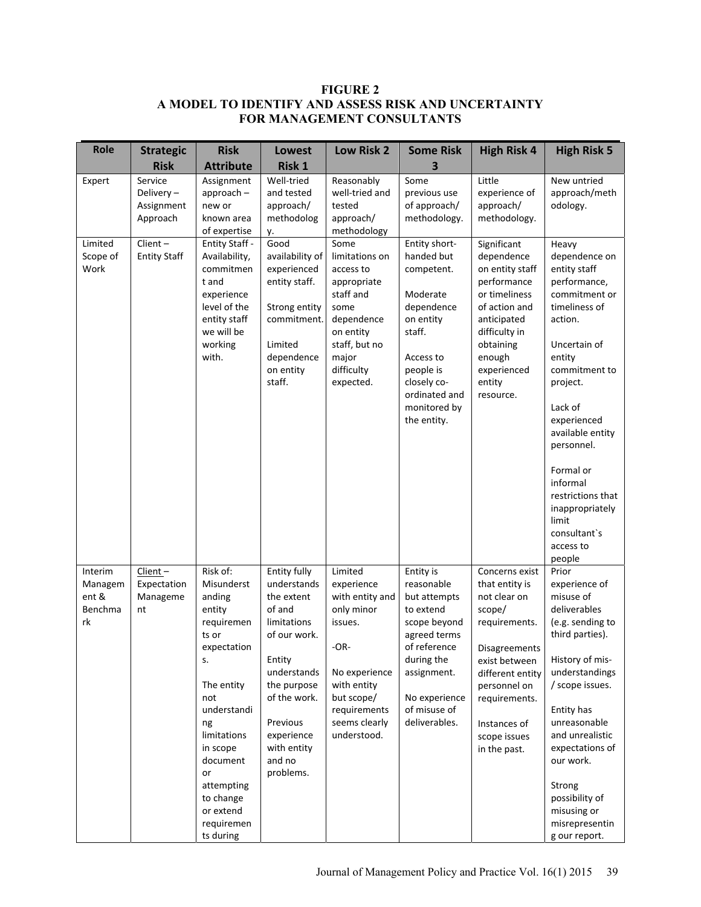**FIGURE 2**
**A MODEL TO IDENTIFY AND ASSESS RISK AND UNCERTAINTY FOR MANAGEMENT CONSULTANTS**

| Role | Strategic Risk | Risk Attribute | Lowest Risk 1 | Low Risk 2 | Some Risk 3 | High Risk 4 | High Risk 5 |
|---|---|---|---|---|---|---|---|
| Expert | Service Delivery – Assignment Approach | Assignment approach – new or known area of expertise | Well-tried and tested approach/ methodology. | Reasonably well-tried and tested approach/ methodology | Some previous use of approach/ methodology. | Little experience of approach/ methodology. | New untried approach/methodology. |
| Limited Scope of Work | Client – Entity Staff | Entity Staff - Availability, commitment and experience level of the entity staff we will be working with. | Good availability of experienced entity staff.<br><br>Strong entity commitment.<br><br>Limited dependence on entity staff. | Some limitations on access to appropriate staff and some dependence on entity staff, but no major difficulty expected. | Entity short-handed but competent.<br><br>Moderate dependence on entity staff.<br><br>Access to people is closely co-ordinated and monitored by the entity. | Significant dependence on entity staff performance or timeliness of action and anticipated difficulty in obtaining enough experienced entity resource. | Heavy dependence on entity staff performance, commitment or timeliness of action.<br><br>Uncertain of entity commitment to project.<br><br>Lack of experienced available entity personnel.<br><br>Formal or informal restrictions that inappropriately limit consultant`s access to people |
| Interim Management & Benchmark | Client – Expectation Management | Risk of: Misunderstanding entity requirements or expectations.<br><br>The entity not understanding limitations in scope document or attempting to change or extend requirements during | Entity fully understands the extent of and limitations of our work.<br><br>Entity understands the purpose of the work.<br><br>Previous experience with entity and no problems. | Limited experience with entity and only minor issues.<br><br>-OR-<br><br>No experience with entity but scope/ requirements seems clearly understood. | Entity is reasonable but attempts to extend scope beyond agreed terms of reference during the assignment.<br><br>No experience of misuse of deliverables. | Concerns exist that entity is not clear on scope/ requirements.<br><br>Disagreements exist between different entity personnel on requirements.<br><br>Instances of scope issues in the past. | Prior experience of misuse of deliverables (e.g. sending to third parties).<br><br>History of mis-understandings / scope issues.<br><br>Entity has unreasonable and unrealistic expectations of our work.<br><br>Strong possibility of misusing or misrepresenting our report. |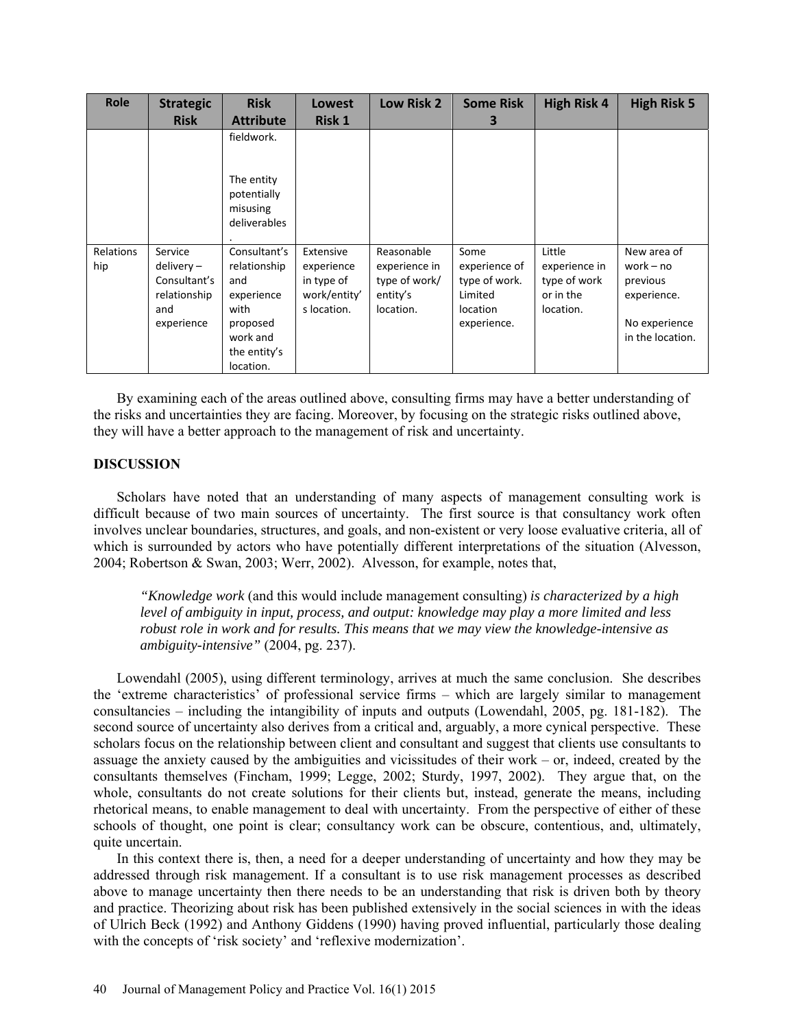| Role | Strategic Risk | Risk Attribute | Lowest Risk 1 | Low Risk 2 | Some Risk 3 | High Risk 4 | High Risk 5 |
|---|---|---|---|---|---|---|---|
| | | fieldwork.<br><br>The entity potentially misusing deliverables. | | | | | |
| Relationship | Service delivery – Consultant's relationship and experience | Consultant's relationship and experience with proposed work and the entity's location. | Extensive experience in type of work/entity's location. | Reasonable experience in type of work/ entity's location. | Some experience of type of work. Limited location experience. | Little experience in type of work or in the location. | New area of work – no previous experience.<br><br>No experience in the location. |

By examining each of the areas outlined above, consulting firms may have a better understanding of the risks and uncertainties they are facing. Moreover, by focusing on the strategic risks outlined above, they will have a better approach to the management of risk and uncertainty.

## DISCUSSION

Scholars have noted that an understanding of many aspects of management consulting work is difficult because of two main sources of uncertainty. The first source is that consultancy work often involves unclear boundaries, structures, and goals, and non-existent or very loose evaluative criteria, all of which is surrounded by actors who have potentially different interpretations of the situation (Alvesson, 2004; Robertson & Swan, 2003; Werr, 2002). Alvesson, for example, notes that,

> *"Knowledge work* (and this would include management consulting) *is characterized by a high level of ambiguity in input, process, and output: knowledge may play a more limited and less robust role in work and for results. This means that we may view the knowledge-intensive as ambiguity-intensive"* (2004, pg. 237).

Lowendahl (2005), using different terminology, arrives at much the same conclusion. She describes the 'extreme characteristics' of professional service firms – which are largely similar to management consultancies – including the intangibility of inputs and outputs (Lowendahl, 2005, pg. 181-182). The second source of uncertainty also derives from a critical and, arguably, a more cynical perspective. These scholars focus on the relationship between client and consultant and suggest that clients use consultants to assuage the anxiety caused by the ambiguities and vicissitudes of their work – or, indeed, created by the consultants themselves (Fincham, 1999; Legge, 2002; Sturdy, 1997, 2002). They argue that, on the whole, consultants do not create solutions for their clients but, instead, generate the means, including rhetorical means, to enable management to deal with uncertainty. From the perspective of either of these schools of thought, one point is clear; consultancy work can be obscure, contentious, and, ultimately, quite uncertain.

In this context there is, then, a need for a deeper understanding of uncertainty and how they may be addressed through risk management. If a consultant is to use risk management processes as described above to manage uncertainty then there needs to be an understanding that risk is driven both by theory and practice. Theorizing about risk has been published extensively in the social sciences in with the ideas of Ulrich Beck (1992) and Anthony Giddens (1990) having proved influential, particularly those dealing with the concepts of 'risk society' and 'reflexive modernization'.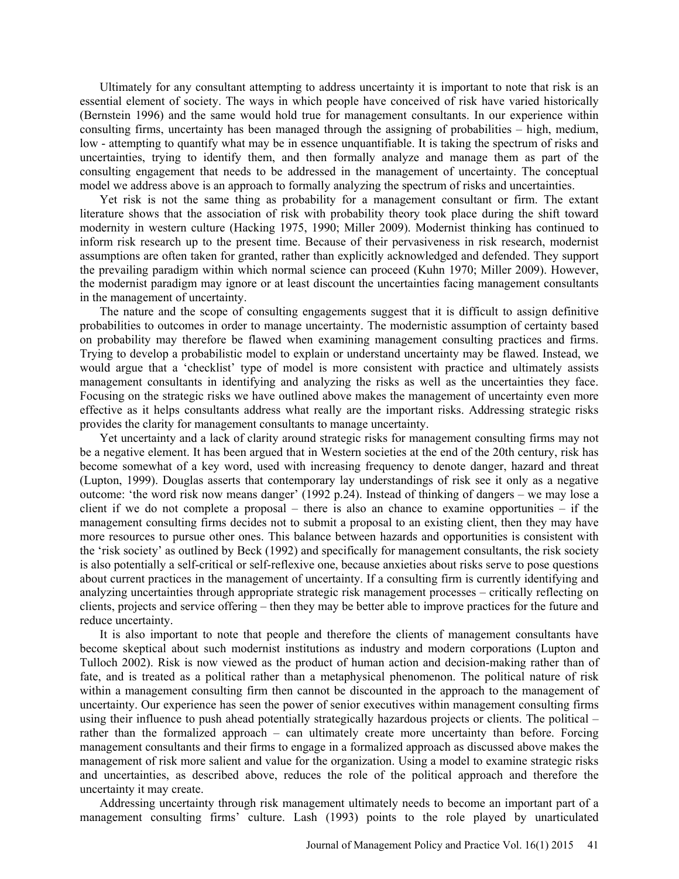Ultimately for any consultant attempting to address uncertainty it is important to note that risk is an essential element of society. The ways in which people have conceived of risk have varied historically (Bernstein 1996) and the same would hold true for management consultants. In our experience within consulting firms, uncertainty has been managed through the assigning of probabilities – high, medium, low - attempting to quantify what may be in essence unquantifiable. It is taking the spectrum of risks and uncertainties, trying to identify them, and then formally analyze and manage them as part of the consulting engagement that needs to be addressed in the management of uncertainty. The conceptual model we address above is an approach to formally analyzing the spectrum of risks and uncertainties.

Yet risk is not the same thing as probability for a management consultant or firm. The extant literature shows that the association of risk with probability theory took place during the shift toward modernity in western culture (Hacking 1975, 1990; Miller 2009). Modernist thinking has continued to inform risk research up to the present time. Because of their pervasiveness in risk research, modernist assumptions are often taken for granted, rather than explicitly acknowledged and defended. They support the prevailing paradigm within which normal science can proceed (Kuhn 1970; Miller 2009). However, the modernist paradigm may ignore or at least discount the uncertainties facing management consultants in the management of uncertainty.

The nature and the scope of consulting engagements suggest that it is difficult to assign definitive probabilities to outcomes in order to manage uncertainty. The modernistic assumption of certainty based on probability may therefore be flawed when examining management consulting practices and firms. Trying to develop a probabilistic model to explain or understand uncertainty may be flawed. Instead, we would argue that a 'checklist' type of model is more consistent with practice and ultimately assists management consultants in identifying and analyzing the risks as well as the uncertainties they face. Focusing on the strategic risks we have outlined above makes the management of uncertainty even more effective as it helps consultants address what really are the important risks. Addressing strategic risks provides the clarity for management consultants to manage uncertainty.

Yet uncertainty and a lack of clarity around strategic risks for management consulting firms may not be a negative element. It has been argued that in Western societies at the end of the 20th century, risk has become somewhat of a key word, used with increasing frequency to denote danger, hazard and threat (Lupton, 1999). Douglas asserts that contemporary lay understandings of risk see it only as a negative outcome: 'the word risk now means danger' (1992 p.24). Instead of thinking of dangers – we may lose a client if we do not complete a proposal – there is also an chance to examine opportunities – if the management consulting firms decides not to submit a proposal to an existing client, then they may have more resources to pursue other ones. This balance between hazards and opportunities is consistent with the 'risk society' as outlined by Beck (1992) and specifically for management consultants, the risk society is also potentially a self-critical or self-reflexive one, because anxieties about risks serve to pose questions about current practices in the management of uncertainty. If a consulting firm is currently identifying and analyzing uncertainties through appropriate strategic risk management processes – critically reflecting on clients, projects and service offering – then they may be better able to improve practices for the future and reduce uncertainty.

It is also important to note that people and therefore the clients of management consultants have become skeptical about such modernist institutions as industry and modern corporations (Lupton and Tulloch 2002). Risk is now viewed as the product of human action and decision-making rather than of fate, and is treated as a political rather than a metaphysical phenomenon. The political nature of risk within a management consulting firm then cannot be discounted in the approach to the management of uncertainty. Our experience has seen the power of senior executives within management consulting firms using their influence to push ahead potentially strategically hazardous projects or clients. The political – rather than the formalized approach – can ultimately create more uncertainty than before. Forcing management consultants and their firms to engage in a formalized approach as discussed above makes the management of risk more salient and value for the organization. Using a model to examine strategic risks and uncertainties, as described above, reduces the role of the political approach and therefore the uncertainty it may create.

Addressing uncertainty through risk management ultimately needs to become an important part of a management consulting firms' culture. Lash (1993) points to the role played by unarticulated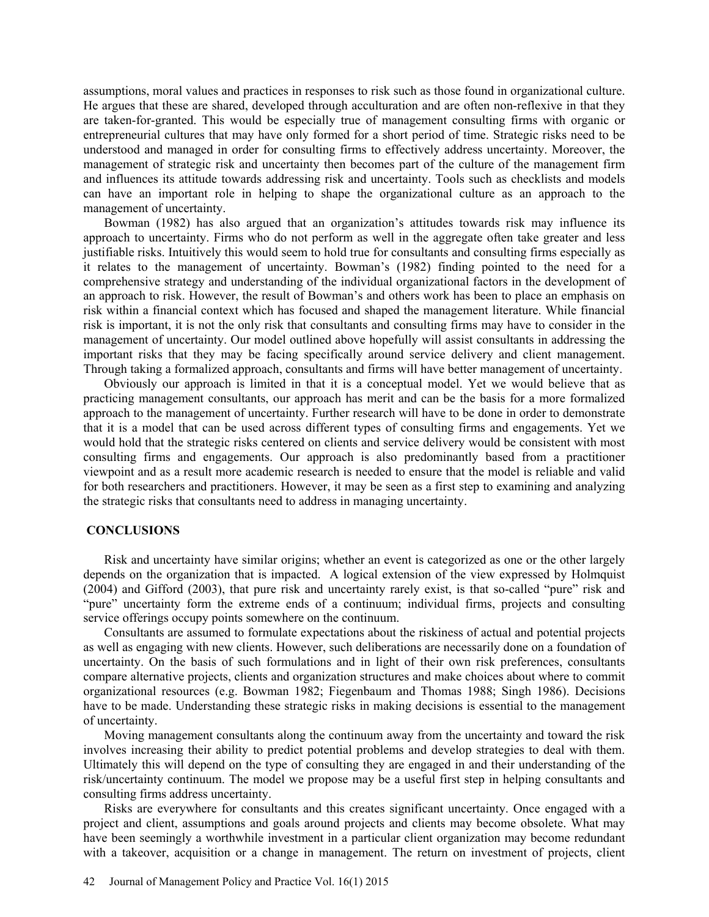assumptions, moral values and practices in responses to risk such as those found in organizational culture. He argues that these are shared, developed through acculturation and are often non-reflexive in that they are taken-for-granted. This would be especially true of management consulting firms with organic or entrepreneurial cultures that may have only formed for a short period of time. Strategic risks need to be understood and managed in order for consulting firms to effectively address uncertainty. Moreover, the management of strategic risk and uncertainty then becomes part of the culture of the management firm and influences its attitude towards addressing risk and uncertainty. Tools such as checklists and models can have an important role in helping to shape the organizational culture as an approach to the management of uncertainty.

Bowman (1982) has also argued that an organization's attitudes towards risk may influence its approach to uncertainty. Firms who do not perform as well in the aggregate often take greater and less justifiable risks. Intuitively this would seem to hold true for consultants and consulting firms especially as it relates to the management of uncertainty. Bowman's (1982) finding pointed to the need for a comprehensive strategy and understanding of the individual organizational factors in the development of an approach to risk. However, the result of Bowman's and others work has been to place an emphasis on risk within a financial context which has focused and shaped the management literature. While financial risk is important, it is not the only risk that consultants and consulting firms may have to consider in the management of uncertainty. Our model outlined above hopefully will assist consultants in addressing the important risks that they may be facing specifically around service delivery and client management. Through taking a formalized approach, consultants and firms will have better management of uncertainty.

Obviously our approach is limited in that it is a conceptual model. Yet we would believe that as practicing management consultants, our approach has merit and can be the basis for a more formalized approach to the management of uncertainty. Further research will have to be done in order to demonstrate that it is a model that can be used across different types of consulting firms and engagements. Yet we would hold that the strategic risks centered on clients and service delivery would be consistent with most consulting firms and engagements. Our approach is also predominantly based from a practitioner viewpoint and as a result more academic research is needed to ensure that the model is reliable and valid for both researchers and practitioners. However, it may be seen as a first step to examining and analyzing the strategic risks that consultants need to address in managing uncertainty.

## CONCLUSIONS

Risk and uncertainty have similar origins; whether an event is categorized as one or the other largely depends on the organization that is impacted. A logical extension of the view expressed by Holmquist (2004) and Gifford (2003), that pure risk and uncertainty rarely exist, is that so-called "pure" risk and "pure" uncertainty form the extreme ends of a continuum; individual firms, projects and consulting service offerings occupy points somewhere on the continuum.

Consultants are assumed to formulate expectations about the riskiness of actual and potential projects as well as engaging with new clients. However, such deliberations are necessarily done on a foundation of uncertainty. On the basis of such formulations and in light of their own risk preferences, consultants compare alternative projects, clients and organization structures and make choices about where to commit organizational resources (e.g. Bowman 1982; Fiegenbaum and Thomas 1988; Singh 1986). Decisions have to be made. Understanding these strategic risks in making decisions is essential to the management of uncertainty.

Moving management consultants along the continuum away from the uncertainty and toward the risk involves increasing their ability to predict potential problems and develop strategies to deal with them. Ultimately this will depend on the type of consulting they are engaged in and their understanding of the risk/uncertainty continuum. The model we propose may be a useful first step in helping consultants and consulting firms address uncertainty.

Risks are everywhere for consultants and this creates significant uncertainty. Once engaged with a project and client, assumptions and goals around projects and clients may become obsolete. What may have been seemingly a worthwhile investment in a particular client organization may become redundant with a takeover, acquisition or a change in management. The return on investment of projects, client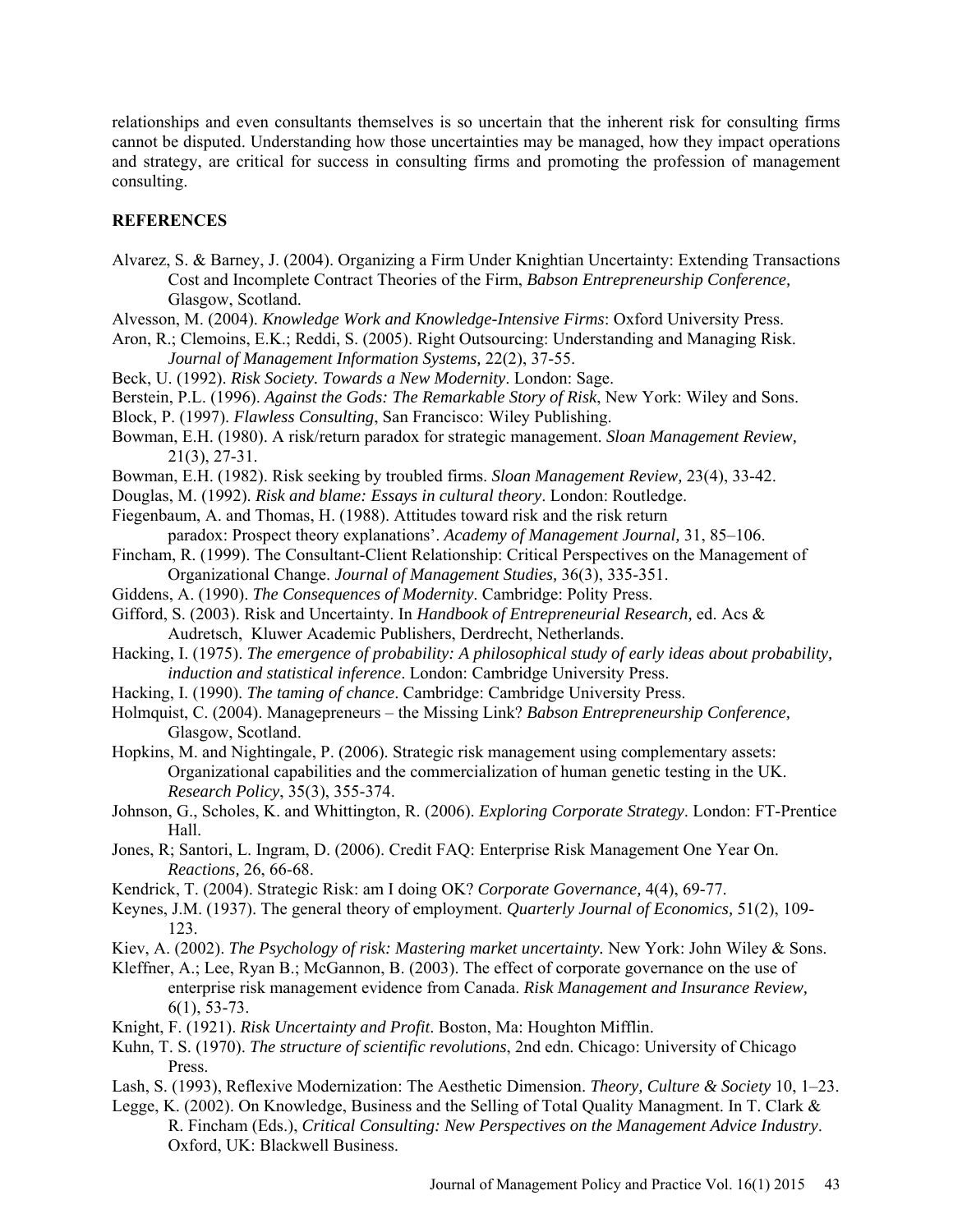relationships and even consultants themselves is so uncertain that the inherent risk for consulting firms cannot be disputed. Understanding how those uncertainties may be managed, how they impact operations and strategy, are critical for success in consulting firms and promoting the profession of management consulting.

## REFERENCES

Alvarez, S. & Barney, J. (2004). Organizing a Firm Under Knightian Uncertainty: Extending Transactions Cost and Incomplete Contract Theories of the Firm, *Babson Entrepreneurship Conference,* Glasgow, Scotland.

Alvesson, M. (2004). *Knowledge Work and Knowledge-Intensive Firms*: Oxford University Press.

Aron, R.; Clemoins, E.K.; Reddi, S. (2005). Right Outsourcing: Understanding and Managing Risk. *Journal of Management Information Systems,* 22(2), 37-55.

Beck, U. (1992). *Risk Society. Towards a New Modernity*. London: Sage.

Berstein, P.L. (1996). *Against the Gods: The Remarkable Story of Risk*, New York: Wiley and Sons.

Block, P. (1997). *Flawless Consulting*, San Francisco: Wiley Publishing.

Bowman, E.H. (1980). A risk/return paradox for strategic management. *Sloan Management Review,* 21(3), 27-31.

Bowman, E.H. (1982). Risk seeking by troubled firms. *Sloan Management Review,* 23(4), 33-42.

Douglas, M. (1992). *Risk and blame: Essays in cultural theory*. London: Routledge.

Fiegenbaum, A. and Thomas, H. (1988). Attitudes toward risk and the risk return paradox: Prospect theory explanations'. *Academy of Management Journal,* 31, 85–106.

Fincham, R. (1999). The Consultant-Client Relationship: Critical Perspectives on the Management of Organizational Change. *Journal of Management Studies,* 36(3), 335-351.

Giddens, A. (1990). *The Consequences of Modernity*. Cambridge: Polity Press.

Gifford, S. (2003). Risk and Uncertainty. In *Handbook of Entrepreneurial Research,* ed. Acs & Audretsch, Kluwer Academic Publishers, Derdrecht, Netherlands.

Hacking, I. (1975). *The emergence of probability: A philosophical study of early ideas about probability, induction and statistical inference*. London: Cambridge University Press.

Hacking, I. (1990). *The taming of chance*. Cambridge: Cambridge University Press.

Holmquist, C. (2004). Managepreneurs – the Missing Link? *Babson Entrepreneurship Conference,* Glasgow, Scotland.

Hopkins, M. and Nightingale, P. (2006). Strategic risk management using complementary assets: Organizational capabilities and the commercialization of human genetic testing in the UK. *Research Policy*, 35(3), 355-374.

Johnson, G., Scholes, K. and Whittington, R. (2006). *Exploring Corporate Strategy*. London: FT-Prentice Hall.

Jones, R; Santori, L. Ingram, D. (2006). Credit FAQ: Enterprise Risk Management One Year On. *Reactions,* 26, 66-68.

Kendrick, T. (2004). Strategic Risk: am I doing OK? *Corporate Governance,* 4(4), 69-77.

Keynes, J.M. (1937). The general theory of employment. *Quarterly Journal of Economics,* 51(2), 109-123.

Kiev, A. (2002). *The Psychology of risk: Mastering market uncertainty.* New York: John Wiley & Sons.

Kleffner, A.; Lee, Ryan B.; McGannon, B. (2003). The effect of corporate governance on the use of enterprise risk management evidence from Canada. *Risk Management and Insurance Review,* 6(1), 53-73.

Knight, F. (1921). *Risk Uncertainty and Profit*. Boston, Ma: Houghton Mifflin.

Kuhn, T. S. (1970). *The structure of scientific revolutions*, 2nd edn. Chicago: University of Chicago Press.

Lash, S. (1993), Reflexive Modernization: The Aesthetic Dimension. *Theory, Culture & Society* 10, 1–23.

Legge, K. (2002). On Knowledge, Business and the Selling of Total Quality Managment. In T. Clark & R. Fincham (Eds.), *Critical Consulting: New Perspectives on the Management Advice Industry*. Oxford, UK: Blackwell Business.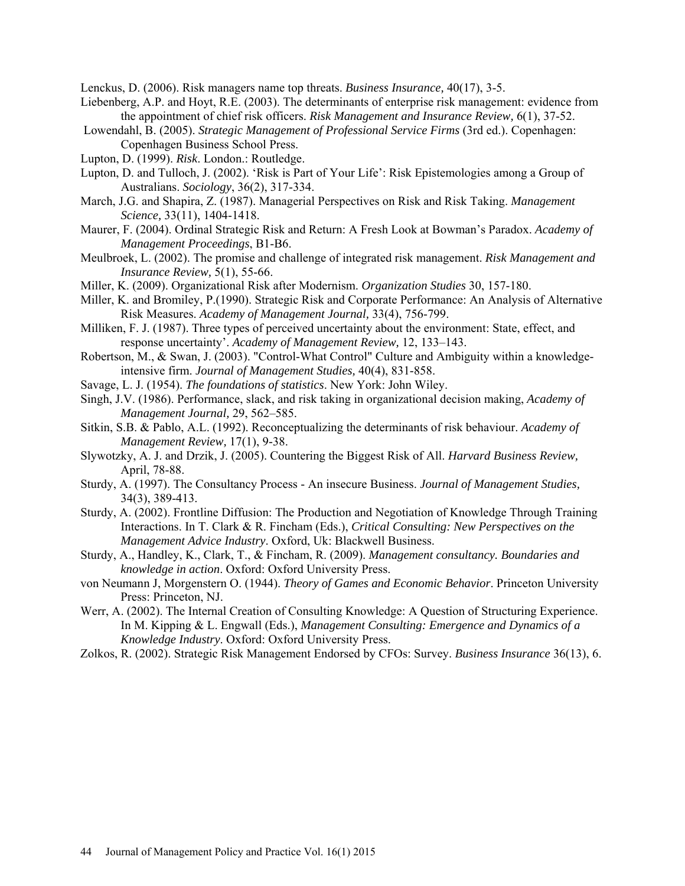Lenckus, D. (2006). Risk managers name top threats. *Business Insurance,* 40(17), 3-5.

Liebenberg, A.P. and Hoyt, R.E. (2003). The determinants of enterprise risk management: evidence from the appointment of chief risk officers. *Risk Management and Insurance Review,* 6(1), 37-52.

Lowendahl, B. (2005). *Strategic Management of Professional Service Firms* (3rd ed.). Copenhagen: Copenhagen Business School Press.

Lupton, D. (1999). *Risk*. London.: Routledge.

Lupton, D. and Tulloch, J. (2002). 'Risk is Part of Your Life': Risk Epistemologies among a Group of Australians. *Sociology*, 36(2), 317-334.

March, J.G. and Shapira, Z. (1987). Managerial Perspectives on Risk and Risk Taking. *Management Science,* 33(11), 1404-1418.

Maurer, F. (2004). Ordinal Strategic Risk and Return: A Fresh Look at Bowman's Paradox. *Academy of Management Proceedings*, B1-B6.

Meulbroek, L. (2002). The promise and challenge of integrated risk management. *Risk Management and Insurance Review,* 5(1), 55-66.

Miller, K. (2009). Organizational Risk after Modernism. *Organization Studies* 30, 157-180.

Miller, K. and Bromiley, P.(1990). Strategic Risk and Corporate Performance: An Analysis of Alternative Risk Measures. *Academy of Management Journal,* 33(4), 756-799.

Milliken, F. J. (1987). Three types of perceived uncertainty about the environment: State, effect, and response uncertainty'. *Academy of Management Review,* 12, 133–143.

Robertson, M., & Swan, J. (2003). "Control-What Control" Culture and Ambiguity within a knowledge-intensive firm. *Journal of Management Studies,* 40(4), 831-858.

Savage, L. J. (1954). *The foundations of statistics*. New York: John Wiley.

Singh, J.V. (1986). Performance, slack, and risk taking in organizational decision making, *Academy of Management Journal,* 29, 562–585.

Sitkin, S.B. & Pablo, A.L. (1992). Reconceptualizing the determinants of risk behaviour. *Academy of Management Review,* 17(1), 9-38.

Slywotzky, A. J. and Drzik, J. (2005). Countering the Biggest Risk of All. *Harvard Business Review,* April, 78-88.

Sturdy, A. (1997). The Consultancy Process - An insecure Business. *Journal of Management Studies,* 34(3), 389-413.

Sturdy, A. (2002). Frontline Diffusion: The Production and Negotiation of Knowledge Through Training Interactions. In T. Clark & R. Fincham (Eds.), *Critical Consulting: New Perspectives on the Management Advice Industry*. Oxford, Uk: Blackwell Business.

Sturdy, A., Handley, K., Clark, T., & Fincham, R. (2009). *Management consultancy. Boundaries and knowledge in action*. Oxford: Oxford University Press.

von Neumann J, Morgenstern O. (1944). *Theory of Games and Economic Behavior*. Princeton University Press: Princeton, NJ.

Werr, A. (2002). The Internal Creation of Consulting Knowledge: A Question of Structuring Experience. In M. Kipping & L. Engwall (Eds.), *Management Consulting: Emergence and Dynamics of a Knowledge Industry*. Oxford: Oxford University Press.

Zolkos, R. (2002). Strategic Risk Management Endorsed by CFOs: Survey. *Business Insurance* 36(13), 6.